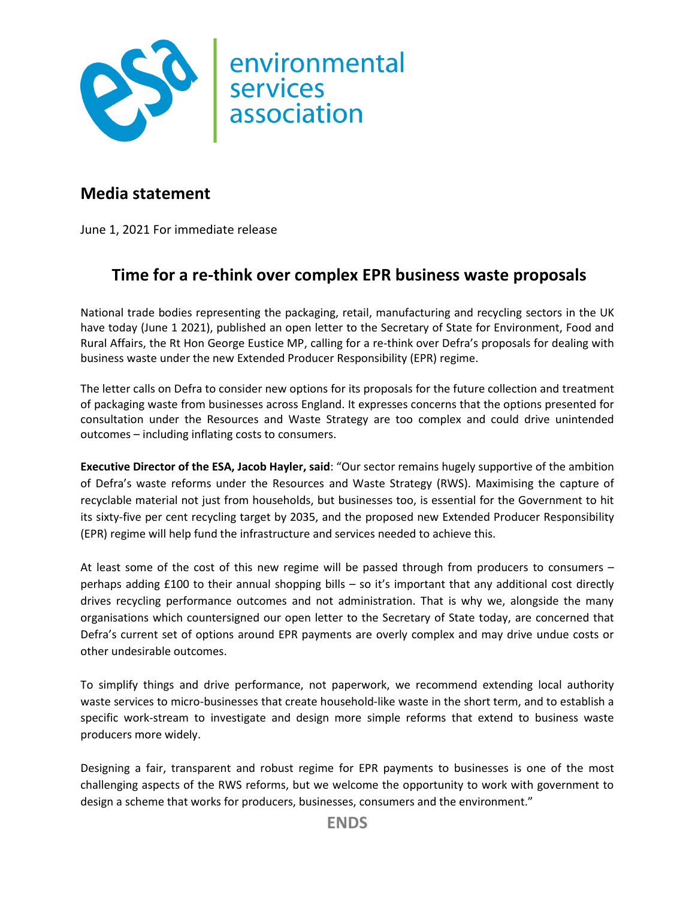environmental services association

## Media statement

June 1, 2021 For immediate release

# Time for a re-think over complex EPR business waste proposals

National trade bodies representing the packaging, retail, manufacturing and recycling sectors in the UK have today (June 1 2021), published an open letter to the Secretary of State for Environment, Food and Rural Affairs, the Rt Hon George Eustice MP, calling for a re-think over Defra's proposals for dealing with business waste under the new Extended Producer Responsibility (EPR) regime.

The letter calls on Defra to consider new options for its proposals for the future collection and treatment of packaging waste from businesses across England. It expresses concerns that the options presented for consultation under the Resources and Waste Strategy are too complex and could drive unintended outcomes – including inflating costs to consumers.

**Executive Director of the ESA, Jacob Hayler, said**: "Our sector remains hugely supportive of the ambition of Defra's waste reforms under the Resources and Waste Strategy (RWS). Maximising the capture of recyclable material not just from households, but businesses too, is essential for the Government to hit its sixty-five per cent recycling target by 2035, and the proposed new Extended Producer Responsibility (EPR) regime will help fund the infrastructure and services needed to achieve this.

At least some of the cost of this new regime will be passed through from producers to consumers – perhaps adding £100 to their annual shopping bills – so it's important that any additional cost directly drives recycling performance outcomes and not administration. That is why we, alongside the many organisations which countersigned our open letter to the Secretary of State today, are concerned that Defra's current set of options around EPR payments are overly complex and may drive undue costs or other undesirable outcomes.

To simplify things and drive performance, not paperwork, we recommend extending local authority waste services to micro-businesses that create household-like waste in the short term, and to establish a specific work-stream to investigate and design more simple reforms that extend to business waste producers more widely.

Designing a fair, transparent and robust regime for EPR payments to businesses is one of the most challenging aspects of the RWS reforms, but we welcome the opportunity to work with government to design a scheme that works for producers, businesses, consumers and the environment."

**ENDS**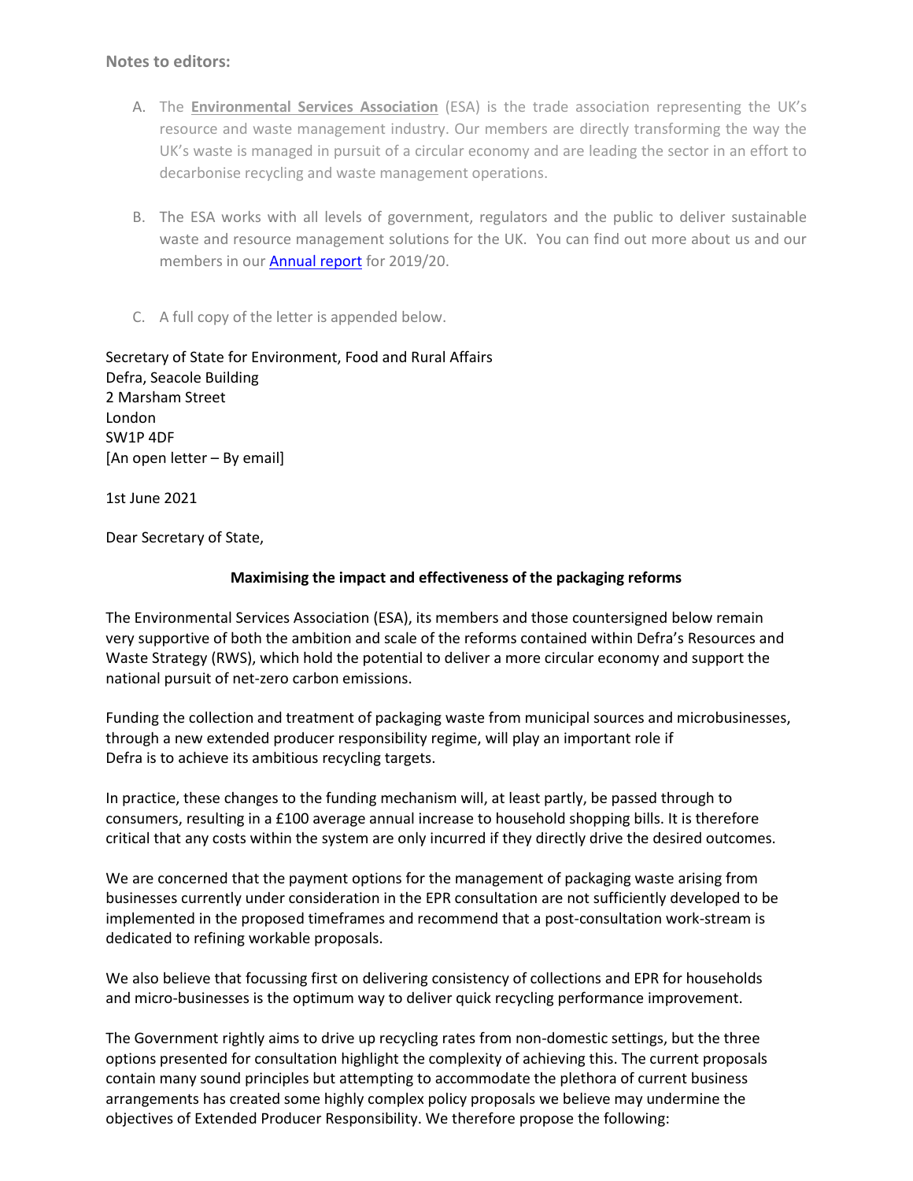**Notes to editors:**

A. The **Environmental Services Association** (ESA) is the trade association representing the UK's resource and waste management industry. Our members are directly transforming the way the UK's waste is managed in pursuit of a circular economy and are leading the sector in an effort to decarbonise recycling and waste management operations.

B. The ESA works with all levels of government, regulators and the public to deliver sustainable waste and resource management solutions for the UK. You can find out more about us and our members in our Annual report for 2019/20.

C. A full copy of the letter is appended below.

Secretary of State for Environment, Food and Rural Affairs
Defra, Seacole Building
2 Marsham Street
London
SW1P 4DF
[An open letter – By email]

1st June 2021

Dear Secretary of State,

**Maximising the impact and effectiveness of the packaging reforms**

The Environmental Services Association (ESA), its members and those countersigned below remain very supportive of both the ambition and scale of the reforms contained within Defra's Resources and Waste Strategy (RWS), which hold the potential to deliver a more circular economy and support the national pursuit of net-zero carbon emissions.

Funding the collection and treatment of packaging waste from municipal sources and microbusinesses, through a new extended producer responsibility regime, will play an important role if Defra is to achieve its ambitious recycling targets.

In practice, these changes to the funding mechanism will, at least partly, be passed through to consumers, resulting in a £100 average annual increase to household shopping bills. It is therefore critical that any costs within the system are only incurred if they directly drive the desired outcomes.

We are concerned that the payment options for the management of packaging waste arising from businesses currently under consideration in the EPR consultation are not sufficiently developed to be implemented in the proposed timeframes and recommend that a post-consultation work-stream is dedicated to refining workable proposals.

We also believe that focussing first on delivering consistency of collections and EPR for households and micro-businesses is the optimum way to deliver quick recycling performance improvement.

The Government rightly aims to drive up recycling rates from non-domestic settings, but the three options presented for consultation highlight the complexity of achieving this. The current proposals contain many sound principles but attempting to accommodate the plethora of current business arrangements has created some highly complex policy proposals we believe may undermine the objectives of Extended Producer Responsibility. We therefore propose the following: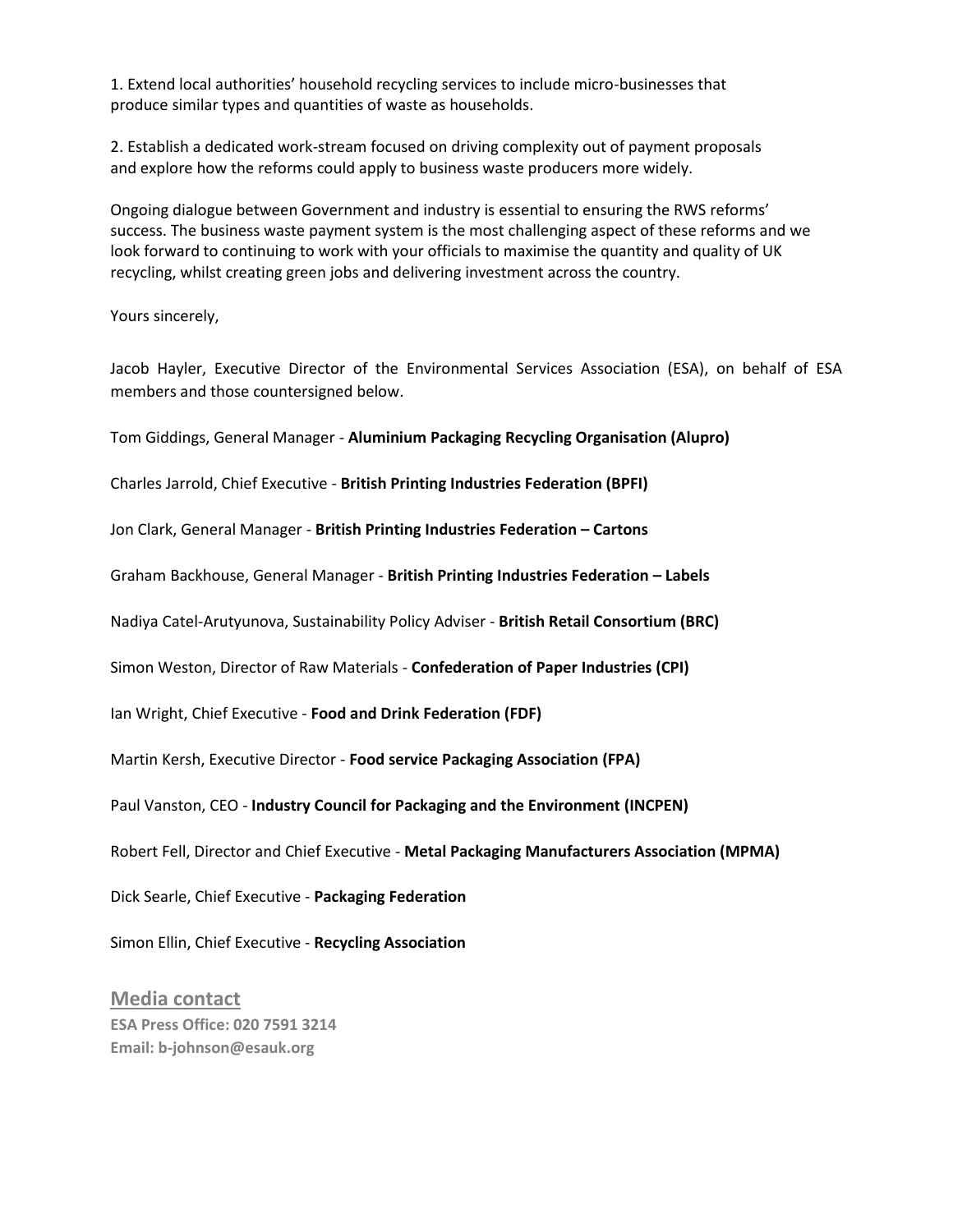1. Extend local authorities' household recycling services to include micro-businesses that produce similar types and quantities of waste as households.

2. Establish a dedicated work-stream focused on driving complexity out of payment proposals and explore how the reforms could apply to business waste producers more widely.

Ongoing dialogue between Government and industry is essential to ensuring the RWS reforms' success. The business waste payment system is the most challenging aspect of these reforms and we look forward to continuing to work with your officials to maximise the quantity and quality of UK recycling, whilst creating green jobs and delivering investment across the country.

Yours sincerely,

Jacob Hayler, Executive Director of the Environmental Services Association (ESA), on behalf of ESA members and those countersigned below.

Tom Giddings, General Manager - **Aluminium Packaging Recycling Organisation (Alupro)**

Charles Jarrold, Chief Executive - **British Printing Industries Federation (BPFI)**

Jon Clark, General Manager - **British Printing Industries Federation – Cartons**

Graham Backhouse, General Manager - **British Printing Industries Federation – Labels**

Nadiya Catel-Arutyunova, Sustainability Policy Adviser - **British Retail Consortium (BRC)**

Simon Weston, Director of Raw Materials - **Confederation of Paper Industries (CPI)**

Ian Wright, Chief Executive - **Food and Drink Federation (FDF)**

Martin Kersh, Executive Director - **Food service Packaging Association (FPA)**

Paul Vanston, CEO - **Industry Council for Packaging and the Environment (INCPEN)**

Robert Fell, Director and Chief Executive - **Metal Packaging Manufacturers Association (MPMA)**

Dick Searle, Chief Executive - **Packaging Federation**

Simon Ellin, Chief Executive - **Recycling Association**

## Media contact

**ESA Press Office: 020 7591 3214**
**Email: b-johnson@esauk.org**